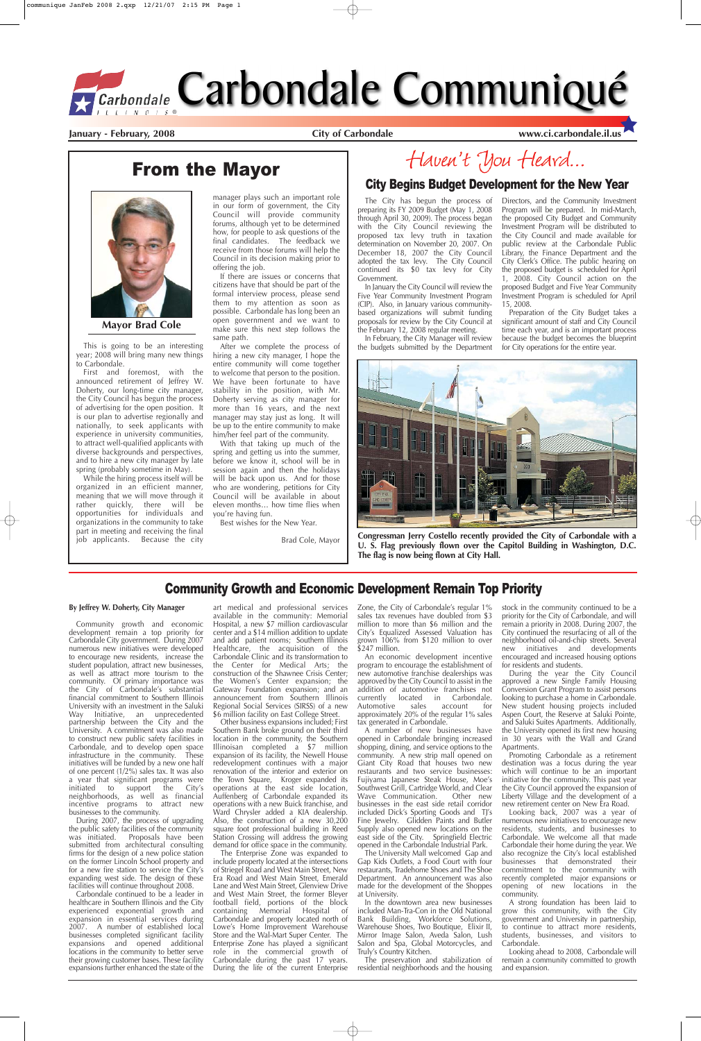# Carbondale Communiqué

**January - February, 2008** **City of Carbondale** **www.ci.carbondale.il.us**

## From the Mayor

**Mayor Brad Cole**

This is going to be an interesting year; 2008 will bring many new things to Carbondale.

First and foremost, with the announced retirement of Jeffrey W. Doherty, our long-time city manager, the City Council has begun the process of advertising for the open position. It is our plan to advertise regionally and nationally, to seek applicants with experience in university communities, to attract well-qualified applicants with diverse backgrounds and perspectives, and to hire a new city manager by late spring (probably sometime in May).

While the hiring process itself will be organized in an efficient manner, meaning that we will move through it rather quickly, there will be opportunities for individuals and organizations in the community to take part in meeting and receiving the final job applicants. Because the city manager plays such an important role in our form of government, the City Council will provide community forums, although yet to be determined how, for people to ask questions of the final candidates. The feedback we receive from those forums will help the Council in its decision making prior to offering the job.

If there are issues or concerns that citizens have that should be part of the formal interview process, please send them to my attention as soon as possible. Carbondale has long been an open government and we want to make sure this next step follows the same path.

After we complete the process of hiring a new city manager, I hope the entire community will come together to welcome that person to the position. We have been fortunate to have stability in the position, with Mr. Doherty serving as city manager for more than 16 years, and the next manager may stay just as long. It will be up to the entire community to make him/her feel part of the community.

With that taking up much of the spring and getting us into the summer, before we know it, school will be in session again and then the holidays will be back upon us. And for those who are wondering, petitions for City Council will be available in about eleven months... how time flies when you're having fun.

Best wishes for the New Year.

Brad Cole, Mayor

## *Haven't You Heard...*

## City Begins Budget Development for the New Year

The City has begun the process of preparing its FY 2009 Budget (May 1, 2008 through April 30, 2009). The process began with the City Council reviewing the proposed tax levy truth in taxation determination on November 20, 2007. On December 18, 2007 the City Council adopted the tax levy. The City Council continued its $0 tax levy for City Government.

In January the City Council will review the Five Year Community Investment Program (CIP). Also, in January various community-based organizations will submit funding proposals for review by the City Council at the February 12, 2008 regular meeting.

In February, the City Manager will review the budgets submitted by the Department Directors, and the Community Investment Program will be prepared. In mid-March, the proposed City Budget and Community Investment Program will be distributed to the City Council and made available for public review at the Carbondale Public Library, the Finance Department and the City Clerk's Office. The public hearing on the proposed budget is scheduled for April 1, 2008. City Council action on the proposed Budget and Five Year Community Investment Program is scheduled for April 15, 2008.

Preparation of the City Budget takes a significant amount of staff and City Council time each year, and is an important process because the budget becomes the blueprint for City operations for the entire year.

**Congressman Jerry Costello recently provided the City of Carbondale with a U. S. Flag previously flown over the Capitol Building in Washington, D.C. The flag is now being flown at City Hall.**

## Community Growth and Economic Development Remain Top Priority

**By Jeffrey W. Doherty, City Manager**

Community growth and economic development remain a top priority for Carbondale City government. During 2007 numerous new initiatives were developed to encourage new residents, increase the student population, attract new businesses, as well as attract more tourism to the community. Of primary importance was the City of Carbondale's substantial financial commitment to Southern Illinois University with an investment in the Saluki Way Initiative, an unprecedented partnership between the City and the University. A commitment was also made to construct new public safety facilities in Carbondale, and to develop open space infrastructure in the community. These initiatives will be funded by a new one half of one percent (1/2%) sales tax. It was also a year that significant programs were initiated to support the City's neighborhoods, as well as financial incentive programs to attract new businesses to the community.

During 2007, the process of upgrading the public safety facilities of the community was initiated. Proposals have been submitted from architectural consulting firms for the design of a new police station on the former Lincoln School property and for a new fire station to service the City's expanding west side. The design of these facilities will continue throughout 2008.

Carbondale continued to be a leader in healthcare in Southern Illinois and the City experienced exponential growth and expansion in essential services during 2007. A number of established local businesses completed significant facility expansions and opened additional locations in the community to better serve their growing customer bases. These facility expansions further enhanced the state of the art medical and professional services available in the community: Memorial Hospital, a new $7 million cardiovascular center and a $14 million addition to update and add patient rooms; Southern Illinois Healthcare, the acquisition of the Carbondale Clinic and its transformation to the Center for Medical Arts; the construction of the Shawnee Crisis Center; the Women's Center expansion; the Gateway Foundation expansion; and an announcement from Southern Illinois Regional Social Services (SIRSS) of a new $6 million facility on East College Street.

Other business expansions included; First Southern Bank broke ground on their third location in the community, the Southern Illinoisan completed a $7 million expansion of its facility, the Newell House redevelopment continues with a major renovation of the interior and exterior on the Town Square, Kroger expanded its operations at the east side location, Auffenberg of Carbondale expanded its operations with a new Buick franchise, and Ward Chrysler added a KIA dealership. Also, the construction of a new 30,200 square foot professional building in Reed Station Crossing will address the growing demand for office space in the community.

The Enterprise Zone was expanded to include property located at the intersections of Striegel Road and West Main Street, New Era Road and West Main Street, Emerald Lane and West Main Street, Glenview Drive and West Main Street, the former Bleyer football field, portions of the block containing Memorial Hospital of Carbondale and property located north of Lowe's Home Improvement Warehouse Store and the Wal-Mart Super Center. The Enterprise Zone has played a significant role in the commercial growth of Carbondale during the past 17 years. During the life of the current Enterprise Zone, the City of Carbondale's regular 1% sales tax revenues have doubled from $3 million to more than $6 million and the City's Equalized Assessed Valuation has grown 106% from $120 million to over $247 million.

An economic development incentive program to encourage the establishment of new automotive franchise dealerships was approved by the City Council to assist in the addition of automotive franchises not currently located in Carbondale. Automotive sales account for approximately 20% of the regular 1% sales tax generated in Carbondale.

A number of new businesses have opened in Carbondale bringing increased shopping, dining, and service options to the community. A new strip mall opened on Giant City Road that houses two new restaurants and two service businesses: Fujiyama Japanese Steak House, Moe's Southwest Grill, Cartridge World, and Clear Wave Communication. Other new businesses in the east side retail corridor included Dick's Sporting Goods and TJ's Fine Jewelry. Glidden Paints and Butler Supply also opened new locations on the east side of the City. Springfield Electric opened in the Carbondale Industrial Park.

The University Mall welcomed Gap and Gap Kids Outlets, a Food Court with four restaurants, Tradehome Shoes and The Shoe Department. An announcement was also made for the development of the Shoppes at University.

In the downtown area new businesses included Man-Tra-Con in the Old National Bank Building, Workforce Solutions, Warehouse Shoes, Two Boutique, Elixir II, Mirror Image Salon, Aveda Salon, Lush Salon and Spa, Global Motorcycles, and Truly's Country Kitchen.

The preservation and stabilization of residential neighborhoods and the housing stock in the community continued to be a priority for the City of Carbondale, and will remain a priority in 2008. During 2007, the City continued the resurfacing of all of the neighborhood oil-and-chip streets. Several new initiatives and developments encouraged and increased housing options for residents and students.

During the year the City Council approved a new Single Family Housing Conversion Grant Program to assist persons looking to purchase a home in Carbondale. New student housing projects included Aspen Court, the Reserve at Saluki Pointe, and Saluki Suites Apartments. Additionally, the University opened its first new housing in 30 years with the Wall and Grand Apartments.

Promoting Carbondale as a retirement destination was a focus during the year which will continue to be an important initiative for the community. This past year the City Council approved the expansion of Liberty Village and the development of a new retirement center on New Era Road.

Looking back, 2007 was a year of numerous new initiatives to encourage new residents, students, and businesses to Carbondale. We welcome all that made Carbondale their home during the year. We also recognize the City's local established businesses that demonstrated their commitment to the community with recently completed major expansions or opening of new locations in the community.

A strong foundation has been laid to grow this community, with the City government and University in partnership, to continue to attract more residents, students, businesses, and visitors to Carbondale.

Looking ahead to 2008, Carbondale will remain a community committed to growth and expansion.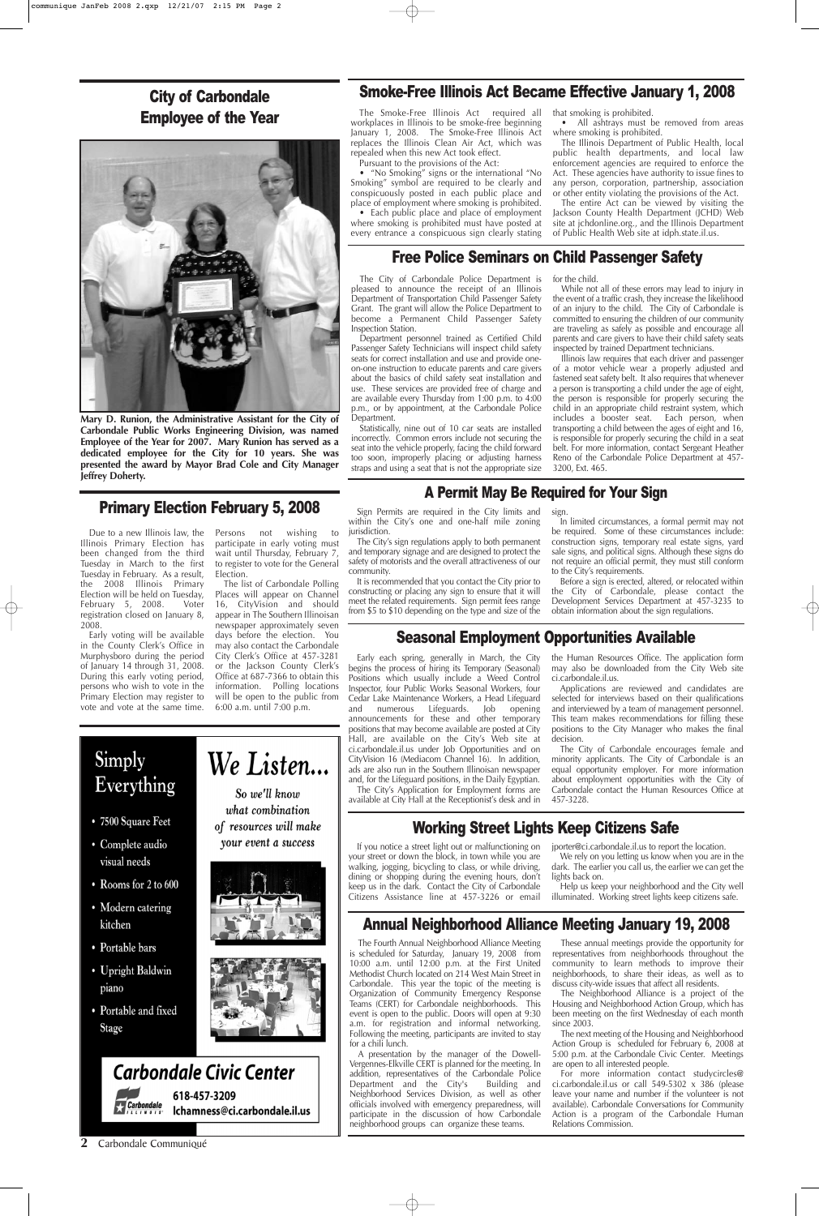## City of Carbondale Employee of the Year

**Mary D. Runion, the Administrative Assistant for the City of Carbondale Public Works Engineering Division, was named Employee of the Year for 2007. Mary Runion has served as a dedicated employee for the City for 10 years. She was presented the award by Mayor Brad Cole and City Manager Jeffrey Doherty.**

## Smoke-Free Illinois Act Became Effective January 1, 2008

The Smoke-Free Illinois Act required all workplaces in Illinois to be smoke-free beginning January 1, 2008. The Smoke-Free Illinois Act replaces the Illinois Clean Air Act, which was repealed when this new Act took effect.

Pursuant to the provisions of the Act:

- "No Smoking" signs or the international "No Smoking" symbol are required to be clearly and conspicuously posted in each public place and place of employment where smoking is prohibited.
- Each public place and place of employment where smoking is prohibited must have posted at every entrance a conspicuous sign clearly stating that smoking is prohibited.
- All ashtrays must be removed from areas where smoking is prohibited.

The Illinois Department of Public Health, local public health departments, and local law enforcement agencies are required to enforce the Act. These agencies have authority to issue fines to any person, corporation, partnership, association or other entity violating the provisions of the Act.

The entire Act can be viewed by visiting the Jackson County Health Department (JCHD) Web site at jchdonline.org., and the Illinois Department of Public Health Web site at idph.state.il.us.

## Free Police Seminars on Child Passenger Safety

The City of Carbondale Police Department is pleased to announce the receipt of an Illinois Department of Transportation Child Passenger Safety Grant. The grant will allow the Police Department to become a Permanent Child Passenger Safety Inspection Station.

Department personnel trained as Certified Child Passenger Safety Technicians will inspect child safety seats for correct installation and use and provide one-on-one instruction to educate parents and care givers about the basics of child safety seat installation and use. These services are provided free of charge and are available every Thursday from 1:00 p.m. to 4:00 p.m., or by appointment, at the Carbondale Police Department.

Statistically, nine out of 10 car seats are installed incorrectly. Common errors include not securing the seat into the vehicle properly, facing the child forward too soon, improperly placing or adjusting harness straps and using a seat that is not the appropriate size for the child.

While not all of these errors may lead to injury in the event of a traffic crash, they increase the likelihood of an injury to the child. The City of Carbondale is committed to ensuring the children of our community are traveling as safely as possible and encourage all parents and care givers to have their child safety seats inspected by trained Department technicians.

Illinois law requires that each driver and passenger of a motor vehicle wear a properly adjusted and fastened seat safety belt. It also requires that whenever a person is transporting a child under the age of eight, the person is responsible for properly securing the child in an appropriate child restraint system, which includes a booster seat. Each person, when transporting a child between the ages of eight and 16, is responsible for properly securing the child in a seat belt. For more information, contact Sergeant Heather Reno of the Carbondale Police Department at 457-3200, Ext. 465.

## Primary Election February 5, 2008

Due to a new Illinois law, the Illinois Primary Election has been changed from the third Tuesday in March to the first Tuesday in February. As a result, the 2008 Illinois Primary Election will be held on Tuesday, February 5, 2008. Voter registration closed on January 8, 2008.

Early voting will be available in the County Clerk's Office in Murphysboro during the period of January 14 through 31, 2008. During this early voting period, persons who wish to vote in the Primary Election may register to vote and vote at the same time. Persons not wishing to participate in early voting must wait until Thursday, February 7, to register to vote for the General Election.

The list of Carbondale Polling Places will appear on Channel 16, CityVision and should appear in The Southern Illinoisan newspaper approximately seven days before the election. You may also contact the Carbondale City Clerk's Office at 457-3281 or the Jackson County Clerk's Office at 687-7366 to obtain this information. Polling locations will be open to the public from 6:00 a.m. until 7:00 p.m.

## A Permit May Be Required for Your Sign

Sign Permits are required in the City limits and within the City's one and one-half mile zoning jurisdiction.

The City's sign regulations apply to both permanent and temporary signage and are designed to protect the safety of motorists and the overall attractiveness of our community.

It is recommended that you contact the City prior to constructing or placing any sign to ensure that it will meet the related requirements. Sign permit fees range from $5 to $10 depending on the type and size of the sign.

In limited circumstances, a formal permit may not be required. Some of these circumstances include: construction signs, temporary real estate signs, yard sale signs, and political signs. Although these signs do not require an official permit, they must still conform to the City's requirements.

Before a sign is erected, altered, or relocated within the City of Carbondale, please contact the Development Services Department at 457-3235 to obtain information about the sign regulations.

## Seasonal Employment Opportunities Available

Early each spring, generally in March, the City begins the process of hiring its Temporary (Seasonal) Positions which usually include a Weed Control Inspector, four Public Works Seasonal Workers, four Cedar Lake Maintenance Workers, a Head Lifeguard and numerous Lifeguards. Job opening announcements for these and other temporary positions that may become available are posted at City Hall, are available on the City's Web site at ci.carbondale.il.us under Job Opportunities and on CityVision 16 (Mediacom Channel 16). In addition, ads are also run in the Southern Illinoisan newspaper and, for the Lifeguard positions, in the Daily Egyptian.

The City's Application for Employment forms are available at City Hall at the Receptionist's desk and in the Human Resources Office. The application form may also be downloaded from the City Web site ci.carbondale.il.us.

Applications are reviewed and candidates are selected for interviews based on their qualifications and interviewed by a team of management personnel. This team makes recommendations for filling these positions to the City Manager who makes the final decision.

The City of Carbondale encourages female and minority applicants. The City of Carbondale is an equal opportunity employer. For more information about employment opportunities with the City of Carbondale contact the Human Resources Office at 457-3228.

## Simply Everything

- 7500 Square Feet
- Complete audio visual needs
- Rooms for 2 to 600
- Modern catering kitchen
- Portable bars
- Upright Baldwin piano
- Portable and fixed Stage

*We Listen...*

*So we'll know what combination of resources will make your event a success*

**Carbondale Civic Center**

618-457-3209

lchamness@ci.carbondale.il.us

## Working Street Lights Keep Citizens Safe

If you notice a street light out or malfunctioning on your street or down the block, in town while you are walking, jogging, bicycling to class, or while driving, dining or shopping during the evening hours, don't keep us in the dark. Contact the City of Carbondale Citizens Assistance line at 457-3226 or email jporter@ci.carbondale.il.us to report the location.

We rely on you letting us know when you are in the dark. The earlier you call us, the earlier we can get the lights back on.

Help us keep your neighborhood and the City well illuminated. Working street lights keep citizens safe.

## Annual Neighborhood Alliance Meeting January 19, 2008

The Fourth Annual Neighborhood Alliance Meeting is scheduled for Saturday, January 19, 2008 from 10:00 a.m. until 12:00 p.m. at the First United Methodist Church located on 214 West Main Street in Carbondale. This year the topic of the meeting is Organization of Community Emergency Response Teams (CERT) for Carbondale neighborhoods. This event is open to the public. Doors will open at 9:30 a.m. for registration and informal networking. Following the meeting, participants are invited to stay for a chili lunch.

A presentation by the manager of the Dowell-Vergennes-Elkville CERT is planned for the meeting. In addition, representatives of the Carbondale Police Department and the City's Building and Neighborhood Services Division, as well as other officials involved with emergency preparedness, will participate in the discussion of how Carbondale neighborhood groups can organize these teams.

These annual meetings provide the opportunity for representatives from neighborhoods throughout the community to learn methods to improve their neighborhoods, to share their ideas, as well as to discuss city-wide issues that affect all residents.

The Neighborhood Alliance is a project of the Housing and Neighborhood Action Group, which has been meeting on the first Wednesday of each month since 2003.

The next meeting of the Housing and Neighborhood Action Group is scheduled for February 6, 2008 at 5:00 p.m. at the Carbondale Civic Center. Meetings are open to all interested people.

For more information contact studycircles@ci.carbondale.il.us or call 549-5302 x 386 (please leave your name and number if the volunteer is not available). Carbondale Conversations for Community Action is a program of the Carbondale Human Relations Commission.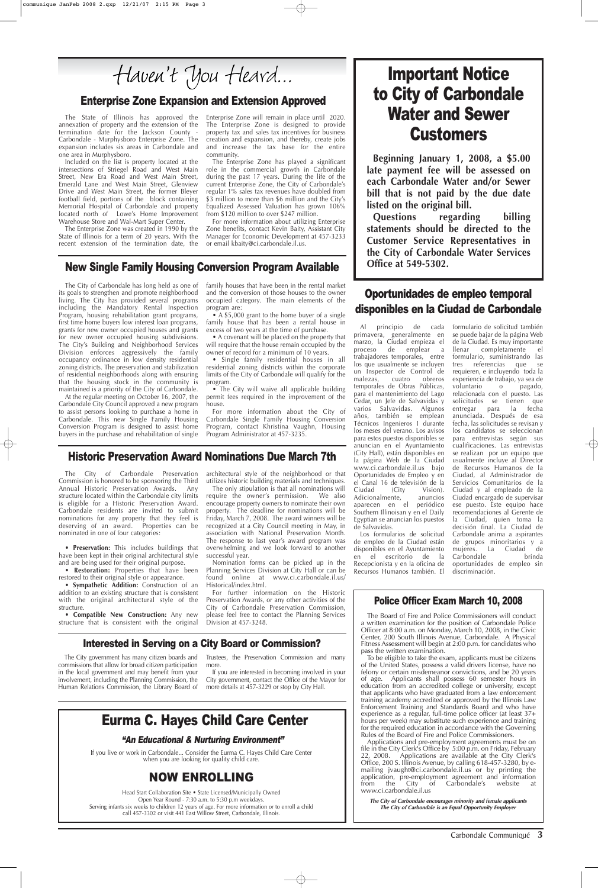# Haven't You Heard...

## Enterprise Zone Expansion and Extension Approved

The State of Illinois has approved the annexation of property and the extension of the termination date for the Jackson County - Carbondale - Murphysboro Enterprise Zone. The expansion includes six areas in Carbondale and one area in Murphysboro.

Included on the list is property located at the intersections of Striegel Road and West Main Street, New Era Road and West Main Street, Emerald Lane and West Main Street, Glenview Drive and West Main Street, the former Bleyer football field, portions of the block containing Memorial Hospital of Carbondale and property located north of Lowe's Home Improvement Warehouse Store and Wal-Mart Super Center.

The Enterprise Zone was created in 1990 by the State of Illinois for a term of 20 years. With the recent extension of the termination date, the Enterprise Zone will remain in place until 2020. The Enterprise Zone is designed to provide property tax and sales tax incentives for business creation and expansion, and thereby, create jobs and increase the tax base for the entire community.

The Enterprise Zone has played a significant role in the commercial growth in Carbondale during the past 17 years. During the life of the current Enterprise Zone, the City of Carbondale's regular 1% sales tax revenues have doubled from $3 million to more than $6 million and the City's Equalized Assessed Valuation has grown 106% from $120 million to over $247 million.

For more information about utilizing Enterprise Zone benefits, contact Kevin Baity, Assistant City Manager for Economic Development at 457-3233 or email kbaity@ci.carbondale.il.us.

# Important Notice to City of Carbondale Water and Sewer Customers

**Beginning January 1, 2008, a $5.00 late payment fee will be assessed on each Carbondale Water and/or Sewer bill that is not paid by the due date listed on the original bill.**

**Questions regarding billing statements should be directed to the Customer Service Representatives in the City of Carbondale Water Services Office at 549-5302.**

## New Single Family Housing Conversion Program Available

The City of Carbondale has long held as one of its goals to strengthen and promote neighborhood living. The City has provided several programs including the Mandatory Rental Inspection Program, housing rehabilitation grant programs, first time home buyers low interest loan programs, grants for new owner occupied houses and grants for new owner occupied housing subdivisions. The City's Building and Neighborhood Services Division enforces aggressively the family occupancy ordinance in low density residential zoning districts. The preservation and stabilization of residential neighborhoods along with ensuring that the housing stock in the community is maintained is a priority of the City of Carbondale.

At the regular meeting on October 16, 2007, the Carbondale City Council approved a new program to assist persons looking to purchase a home in Carbondale. This new Single Family Housing Conversion Program is designed to assist home buyers in the purchase and rehabilitation of single family houses that have been in the rental market and the conversion of those houses to the owner occupied category. The main elements of the program are:

- A $5,000 grant to the home buyer of a single family house that has been a rental house in excess of two years at the time of purchase.
- A covenant will be placed on the property that will require that the house remain occupied by the owner of record for a minimum of 10 years.
- Single family residential houses in all residential zoning districts within the corporate limits of the City of Carbondale will qualify for the program.
- The City will waive all applicable building permit fees required in the improvement of the house.

For more information about the City of Carbondale Single Family Housing Conversion Program, contact Khristina Vaughn, Housing Program Administrator at 457-3235.

## Oportunidades de empleo temporal disponibles en la Ciudad de Carbondale

Al principio de cada primavera, generalmente en marzo, la Ciudad empieza el proceso de emplear a trabajadores temporales, entre los que usualmente se incluyen un Inspector de Control de malezas, cuatro obreros temporales de Obras Públicas, para el mantenimiento del Lago Cedar, un Jefe de Salvavidas y varios Salvavidas. Algunos años, también se emplean Técnicos Ingenieros I durante los meses del verano. Los avisos para estos puestos disponibles se anuncian en el Ayuntamiento (City Hall), están disponibles en la página Web de la Ciudad www.ci.carbondale.il.us bajo Oportunidades de Empleo y en el Canal 16 de televisión de la Ciudad (City Vision). Adicionalmente, anuncios aparecen en el periódico Southern Illinoisan y en el Daily Egyptian se anuncian los puestos de Salvavidas.

Los formularios de solicitud de empleo de la Ciudad están disponibles en el Ayuntamiento en el escritorio de la Recepcionista y en la oficina de Recursos Humanos también. El formulario de solicitud también se puede bajar de la página Web de la Ciudad. Es muy importante llenar completamente el formulario, suministrando las tres referencias que se requieren, e incluyendo toda la experiencia de trabajo, ya sea de voluntario o pagado, relacionada con el puesto. Las solicitudes se tienen que entregar para la fecha anunciada. Después de esa fecha, las solicitudes se revisan y los candidatos se seleccionan para entrevistas según sus cualificaciones. Las entrevistas se realizan por un equipo que usualmente incluye al Director de Recursos Humanos de la Ciudad, al Administrador de Servicios Comunitarios de la Ciudad y al empleado de la Ciudad encargado de supervisar ese puesto. Este equipo hace recomendaciones al Gerente de la Ciudad, quien toma la decisión final. La Ciudad de Carbondale anima a aspirantes de grupos minoritarios y a mujeres. La Ciudad de Carbondale brinda oportunidades de empleo sin discriminación.

## Historic Preservation Award Nominations Due March 7th

The City of Carbondale Preservation Commission is honored to be sponsoring the Third Annual Historic Preservation Awards. Any structure located within the Carbondale city limits is eligible for a Historic Preservation Award. Carbondale residents are invited to submit nominations for any property that they feel is deserving of an award. Properties can be nominated in one of four categories:

- **Preservation:** This includes buildings that have been kept in their original architectural style and are being used for their original purpose.
- **Restoration:** Properties that have been restored to their original style or appearance.
- **Sympathetic Addition:** Construction of an addition to an existing structure that is consistent with the original architectural style of the structure.
- **Compatible New Construction:** Any new structure that is consistent with the original architectural style of the neighborhood or that utilizes historic building materials and techniques.

The only stipulation is that all nominations will require the owner's permission. We also encourage property owners to nominate their own property. The deadline for nominations will be Friday, March 7, 2008. The award winners will be recognized at a City Council meeting in May, in association with National Preservation Month. The response to last year's award program was overwhelming and we look forward to another successful year.

Nomination forms can be picked up in the Planning Services Division at City Hall or can be found online at www.ci.carbondale.il.us/Historical/index.html.

For further information on the Historic Preservation Awards, or any other activities of the City of Carbondale Preservation Commission, please feel free to contact the Planning Services Division at 457-3248.

## Police Officer Exam March 10, 2008

The Board of Fire and Police Commissioners will conduct a written examination for the position of Carbondale Police Officer at 8:00 a.m. on Monday, March 10, 2008, in the Civic Center, 200 South Illinois Avenue, Carbondale. A Physical Fitness Assessment will begin at 2:00 p.m. for candidates who pass the written examination.

To be eligible to take the exam, applicants must be citizens of the United States, possess a valid drivers license, have no felony or certain misdemeanor convictions, and be 20 years of age. Applicants shall possess 60 semester hours in education from an accredited college or university, except that applicants who have graduated from a law enforcement training academy accredited or approved by the Illinois Law Enforcement Training and Standards Board and who have experience as a regular, full-time police officer (at least 37+ hours per week) may substitute such experience and training for the required education in accordance with the Governing Rules of the Board of Fire and Police Commissioners.

Applications and pre-employment agreements must be on file in the City Clerk's Office by 5:00 p.m. on Friday, February 22, 2008. Applications are available at the City Clerk's Office, 200 S. Illinois Avenue, by calling 618-457-3280, by e-mailing jvaught@ci.carbondale.il.us or by printing the application, pre-employment agreement and information from the City of Carbondale's website at www.ci.carbondale.il.us

***The City of Carbondale encourages minority and female applicants***
***The City of Carbondale is an Equal Opportunity Employer***

## Interested in Serving on a City Board or Commission?

The City government has many citizen boards and commissions that allow for broad citizen participation in the local government and may benefit from your involvement, including the Planning Commission, the Human Relations Commission, the Library Board of Trustees, the Preservation Commission and many more.

If you are interested in becoming involved in your City government, contact the Office of the Mayor for more details at 457-3229 or stop by City Hall.

# Eurma C. Hayes Child Care Center

### *"An Educational & Nurturing Environment"*

If you live or work in Carbondale... Consider the Eurma C. Hayes Child Care Center when you are looking for quality child care.

## NOW ENROLLING

Head Start Collaboration Site • State Licensed/Municipally Owned
Open Year Round - 7:30 a.m. to 5:30 p.m weekdays.
Serving infants six weeks to children 12 years of age. For more information or to enroll a child call 457-3302 or visit 441 East Willow Street, Carbondale, Illinois.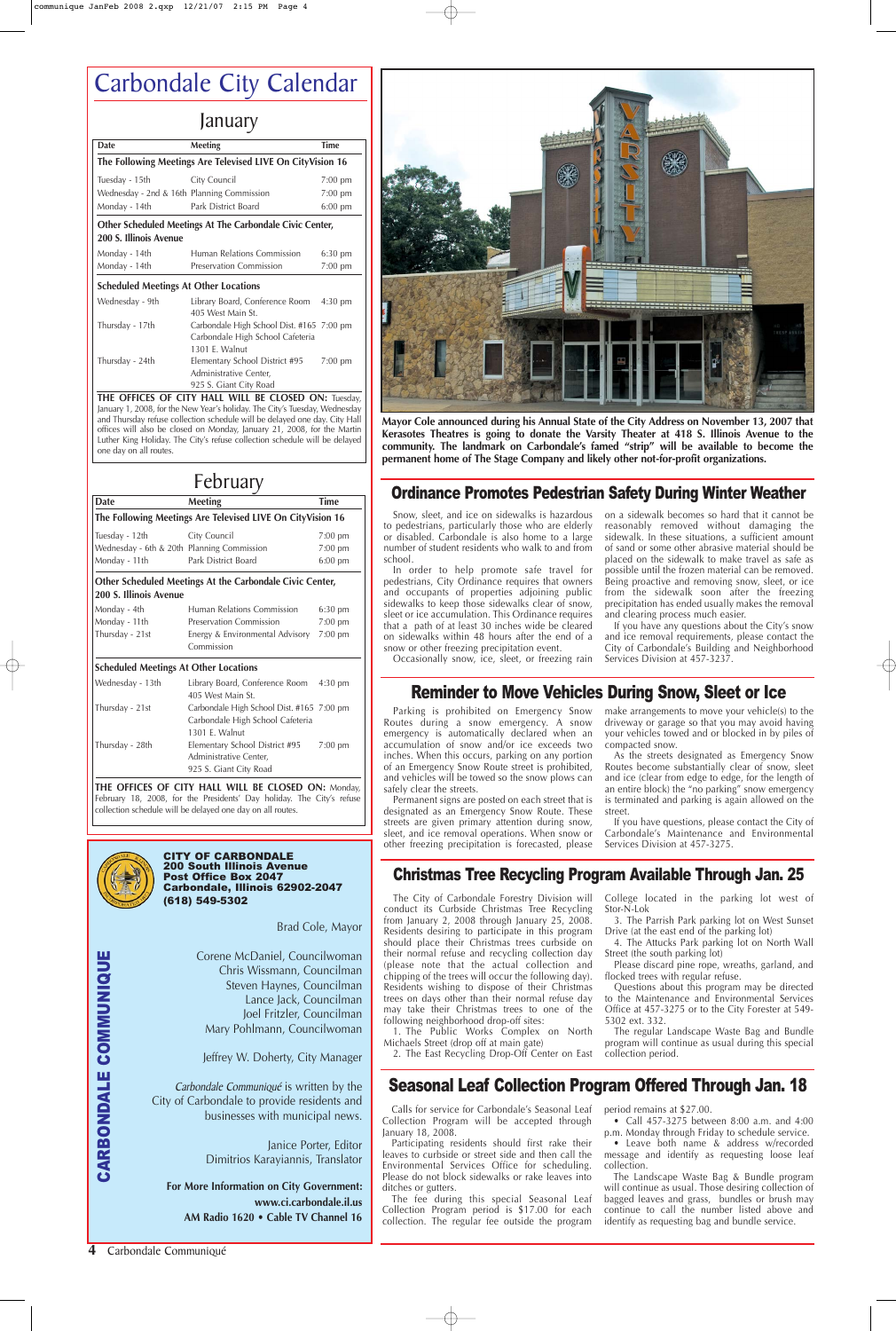# Carbondale City Calendar

## January

| Date | Meeting | Time |
|---|---|---|
| **The Following Meetings Are Televised LIVE On CityVision 16** | | |
| Tuesday - 15th | City Council | 7:00 pm |
| Wednesday - 2nd & 16th | Planning Commission | 7:00 pm |
| Monday - 14th | Park District Board | 6:00 pm |
| **Other Scheduled Meetings At The Carbondale Civic Center, 200 S. Illinois Avenue** | | |
| Monday - 14th | Human Relations Commission | 6:30 pm |
| Monday - 14th | Preservation Commission | 7:00 pm |
| **Scheduled Meetings At Other Locations** | | |
| Wednesday - 9th | Library Board, Conference Room 405 West Main St. | 4:30 pm |
| Thursday - 17th | Carbondale High School Dist. #165 Carbondale High School Cafeteria 1301 E. Walnut | 7:00 pm |
| Thursday - 24th | Elementary School District #95 Administrative Center, 925 S. Giant City Road | 7:00 pm |

**THE OFFICES OF CITY HALL WILL BE CLOSED ON:** Tuesday, January 1, 2008, for the New Year's holiday. The City's Tuesday, Wednesday and Thursday refuse collection schedule will be delayed one day. City Hall offices will also be closed on Monday, January 21, 2008, for the Martin Luther King Holiday. The City's refuse collection schedule will be delayed one day on all routes.

## February

| Date | Meeting | Time |
|---|---|---|
| **The Following Meetings Are Televised LIVE On CityVision 16** | | |
| Tuesday - 12th | City Council | 7:00 pm |
| Wednesday - 6th & 20th | Planning Commission | 7:00 pm |
| Monday - 11th | Park District Board | 6:00 pm |
| **Other Scheduled Meetings At the Carbondale Civic Center, 200 S. Illinois Avenue** | | |
| Monday - 4th | Human Relations Commission | 6:30 pm |
| Monday - 11th | Preservation Commission | 7:00 pm |
| Thursday - 21st | Energy & Environmental Advisory Commission | 7:00 pm |
| **Scheduled Meetings At Other Locations** | | |
| Wednesday - 13th | Library Board, Conference Room 405 West Main St. | 4:30 pm |
| Thursday - 21st | Carbondale High School Dist. #165 Carbondale High School Cafeteria 1301 E. Walnut | 7:00 pm |
| Thursday - 28th | Elementary School District #95 Administrative Center, 925 S. Giant City Road | 7:00 pm |

**THE OFFICES OF CITY HALL WILL BE CLOSED ON:** Monday, February 18, 2008, for the Presidents' Day holiday. The City's refuse collection schedule will be delayed one day on all routes.

**CITY OF CARBONDALE**
**200 South Illinois Avenue**
**Post Office Box 2047**
**Carbondale, Illinois 62902-2047**
**(618) 549-5302**

**CARBONDALE COMMUNIQUE**

Brad Cole, Mayor

Corene McDaniel, Councilwoman
Chris Wissmann, Councilman
Steven Haynes, Councilman
Lance Jack, Councilman
Joel Fritzler, Councilman
Mary Pohlmann, Councilwoman

Jeffrey W. Doherty, City Manager

*Carbondale Communiqué* is written by the City of Carbondale to provide residents and businesses with municipal news.

Janice Porter, Editor
Dimitrios Karayiannis, Translator

**For More Information on City Government:**
**www.ci.carbondale.il.us**
**AM Radio 1620 • Cable TV Channel 16**

**Mayor Cole announced during his Annual State of the City Address on November 13, 2007 that Kerasotes Theatres is going to donate the Varsity Theater at 418 S. Illinois Avenue to the community. The landmark on Carbondale's famed "strip" will be available to become the permanent home of The Stage Company and likely other not-for-profit organizations.**

## Ordinance Promotes Pedestrian Safety During Winter Weather

Snow, sleet, and ice on sidewalks is hazardous to pedestrians, particularly those who are elderly or disabled. Carbondale is also home to a large number of student residents who walk to and from school.

In order to help promote safe travel for pedestrians, City Ordinance requires that owners and occupants of properties adjoining public sidewalks to keep those sidewalks clear of snow, sleet or ice accumulation. This Ordinance requires that a path of at least 30 inches wide be cleared on sidewalks within 48 hours after the end of a snow or other freezing precipitation event.

Occasionally snow, ice, sleet, or freezing rain on a sidewalk becomes so hard that it cannot be reasonably removed without damaging the sidewalk. In these situations, a sufficient amount of sand or some other abrasive material should be placed on the sidewalk to make travel as safe as possible until the frozen material can be removed. Being proactive and removing snow, sleet, or ice from the sidewalk soon after the freezing precipitation has ended usually makes the removal and clearing process much easier.

If you have any questions about the City's snow and ice removal requirements, please contact the City of Carbondale's Building and Neighborhood Services Division at 457-3237.

## Reminder to Move Vehicles During Snow, Sleet or Ice

Parking is prohibited on Emergency Snow Routes during a snow emergency. A snow emergency is automatically declared when an accumulation of snow and/or ice exceeds two inches. When this occurs, parking on any portion of an Emergency Snow Route street is prohibited, and vehicles will be towed so the snow plows can safely clear the streets.

Permanent signs are posted on each street that is designated as an Emergency Snow Route. These streets are given primary attention during snow, sleet, and ice removal operations. When snow or other freezing precipitation is forecasted, please make arrangements to move your vehicle(s) to the driveway or garage so that you may avoid having your vehicles towed and or blocked in by piles of compacted snow.

As the streets designated as Emergency Snow Routes become substantially clear of snow, sleet and ice (clear from edge to edge, for the length of an entire block) the "no parking" snow emergency is terminated and parking is again allowed on the street.

If you have questions, please contact the City of Carbondale's Maintenance and Environmental Services Division at 457-3275.

## Christmas Tree Recycling Program Available Through Jan. 25

The City of Carbondale Forestry Division will conduct its Curbside Christmas Tree Recycling from January 2, 2008 through January 25, 2008. Residents desiring to participate in this program should place their Christmas trees curbside on their normal refuse and recycling collection day (please note that the actual collection and chipping of the trees will occur the following day). Residents wishing to dispose of their Christmas trees on days other than their normal refuse day may take their Christmas trees to one of the following neighborhood drop-off sites:

1. The Public Works Complex on North Michaels Street (drop off at main gate)
2. The East Recycling Drop-Off Center on East College located in the parking lot west of Stor-N-Lok
3. The Parrish Park parking lot on West Sunset Drive (at the east end of the parking lot)
4. The Attucks Park parking lot on North Wall Street (the south parking lot)

Please discard pine rope, wreaths, garland, and flocked trees with regular refuse.

Questions about this program may be directed to the Maintenance and Environmental Services Office at 457-3275 or to the City Forester at 549-5302 ext. 332.

The regular Landscape Waste Bag and Bundle program will continue as usual during this special collection period.

## Seasonal Leaf Collection Program Offered Through Jan. 18

Calls for service for Carbondale's Seasonal Leaf Collection Program will be accepted through January 18, 2008.

Participating residents should first rake their leaves to curbside or street side and then call the Environmental Services Office for scheduling. Please do not block sidewalks or rake leaves into ditches or gutters.

The fee during this special Seasonal Leaf Collection Program period is $17.00 for each collection. The regular fee outside the program period remains at $27.00.

- Call 457-3275 between 8:00 a.m. and 4:00 p.m. Monday through Friday to schedule service.
- Leave both name & address w/recorded message and identify as requesting loose leaf collection.

The Landscape Waste Bag & Bundle program will continue as usual. Those desiring collection of bagged leaves and grass, bundles or brush may continue to call the number listed above and identify as requesting bag and bundle service.